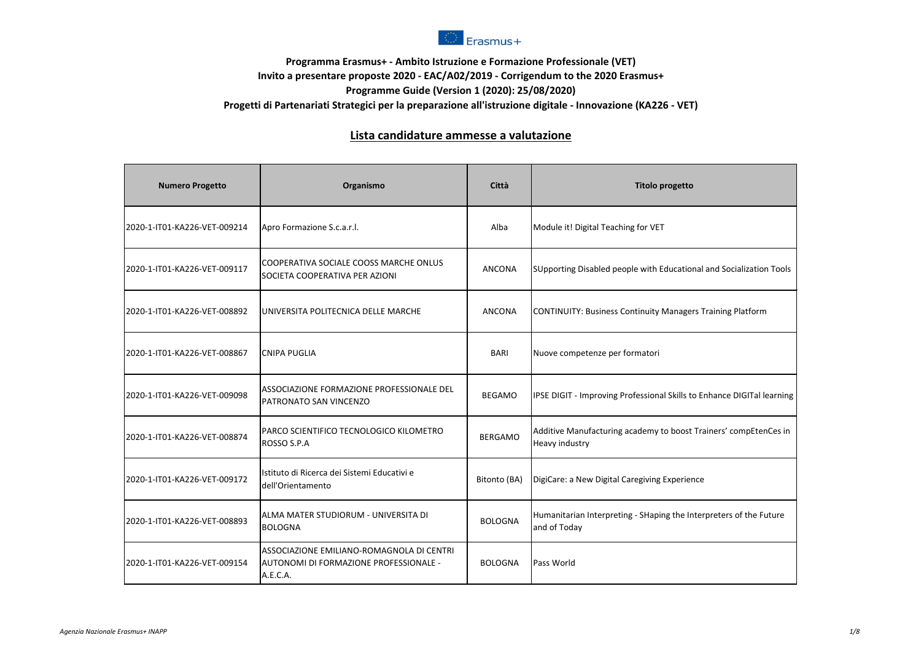Erasmus+

**Programma Erasmus+ - Ambito Istruzione e Formazione Professionale (VET)**
**Invito a presentare proposte 2020 - EAC/A02/2019 - Corrigendum to the 2020 Erasmus+ Programme Guide (Version 1 (2020): 25/08/2020)**
**Progetti di Partenariati Strategici per la preparazione all'istruzione digitale - Innovazione (KA226 - VET)**

## Lista candidature ammesse a valutazione

| Numero Progetto | Organismo | Città | Titolo progetto |
|---|---|---|---|
| 2020-1-IT01-KA226-VET-009214 | Apro Formazione S.c.a.r.l. | Alba | Module it! Digital Teaching for VET |
| 2020-1-IT01-KA226-VET-009117 | COOPERATIVA SOCIALE COOSS MARCHE ONLUS SOCIETA COOPERATIVA PER AZIONI | ANCONA | SUpporting Disabled people with Educational and Socialization Tools |
| 2020-1-IT01-KA226-VET-008892 | UNIVERSITA POLITECNICA DELLE MARCHE | ANCONA | CONTINUITY: Business Continuity Managers Training Platform |
| 2020-1-IT01-KA226-VET-008867 | CNIPA PUGLIA | BARI | Nuove competenze per formatori |
| 2020-1-IT01-KA226-VET-009098 | ASSOCIAZIONE FORMAZIONE PROFESSIONALE DEL PATRONATO SAN VINCENZO | BEGAMO | IPSE DIGIT - Improving Professional Skills to Enhance DIGITal learning |
| 2020-1-IT01-KA226-VET-008874 | PARCO SCIENTIFICO TECNOLOGICO KILOMETRO ROSSO S.P.A | BERGAMO | Additive Manufacturing academy to boost Trainers' compEtenCes in Heavy industry |
| 2020-1-IT01-KA226-VET-009172 | Istituto di Ricerca dei Sistemi Educativi e dell'Orientamento | Bitonto (BA) | DigiCare: a New Digital Caregiving Experience |
| 2020-1-IT01-KA226-VET-008893 | ALMA MATER STUDIORUM - UNIVERSITA DI BOLOGNA | BOLOGNA | Humanitarian Interpreting - SHaping the Interpreters of the Future and of Today |
| 2020-1-IT01-KA226-VET-009154 | ASSOCIAZIONE EMILIANO-ROMAGNOLA DI CENTRI AUTONOMI DI FORMAZIONE PROFESSIONALE - A.E.C.A. | BOLOGNA | Pass World |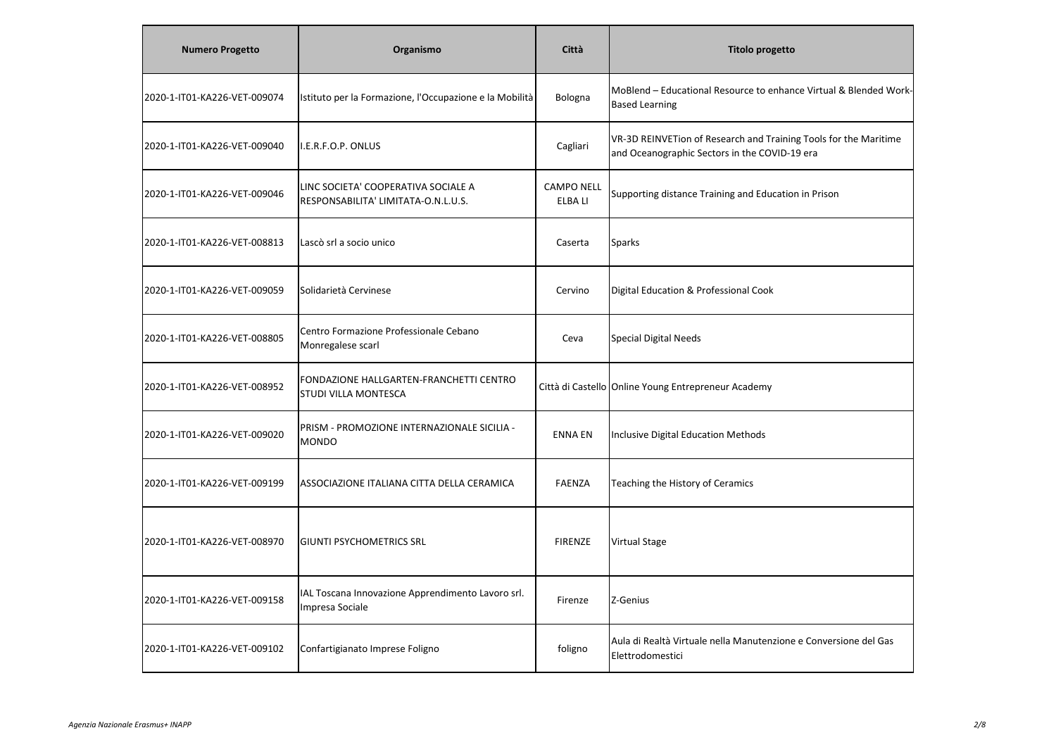| Numero Progetto | Organismo | Città | Titolo progetto |
|---|---|---|---|
| 2020-1-IT01-KA226-VET-009074 | Istituto per la Formazione, l'Occupazione e la Mobilità | Bologna | MoBlend – Educational Resource to enhance Virtual & Blended Work-Based Learning |
| 2020-1-IT01-KA226-VET-009040 | I.E.R.F.O.P. ONLUS | Cagliari | VR-3D REINVETion of Research and Training Tools for the Maritime and Oceanographic Sectors in the COVID-19 era |
| 2020-1-IT01-KA226-VET-009046 | LINC SOCIETA' COOPERATIVA SOCIALE A RESPONSABILITA' LIMITATA-O.N.L.U.S. | CAMPO NELL ELBA LI | Supporting distance Training and Education in Prison |
| 2020-1-IT01-KA226-VET-008813 | Lascò srl a socio unico | Caserta | Sparks |
| 2020-1-IT01-KA226-VET-009059 | Solidarietà Cervinese | Cervino | Digital Education & Professional Cook |
| 2020-1-IT01-KA226-VET-008805 | Centro Formazione Professionale Cebano Monregalese scarl | Ceva | Special Digital Needs |
| 2020-1-IT01-KA226-VET-008952 | FONDAZIONE HALLGARTEN-FRANCHETTI CENTRO STUDI VILLA MONTESCA | Città di Castello | Online Young Entrepreneur Academy |
| 2020-1-IT01-KA226-VET-009020 | PRISM - PROMOZIONE INTERNAZIONALE SICILIA - MONDO | ENNA EN | Inclusive Digital Education Methods |
| 2020-1-IT01-KA226-VET-009199 | ASSOCIAZIONE ITALIANA CITTA DELLA CERAMICA | FAENZA | Teaching the History of Ceramics |
| 2020-1-IT01-KA226-VET-008970 | GIUNTI PSYCHOMETRICS SRL | FIRENZE | Virtual Stage |
| 2020-1-IT01-KA226-VET-009158 | IAL Toscana Innovazione Apprendimento Lavoro srl. Impresa Sociale | Firenze | Z-Genius |
| 2020-1-IT01-KA226-VET-009102 | Confartigianato Imprese Foligno | foligno | Aula di Realtà Virtuale nella Manutenzione e Conversione del Gas Elettrodomestici |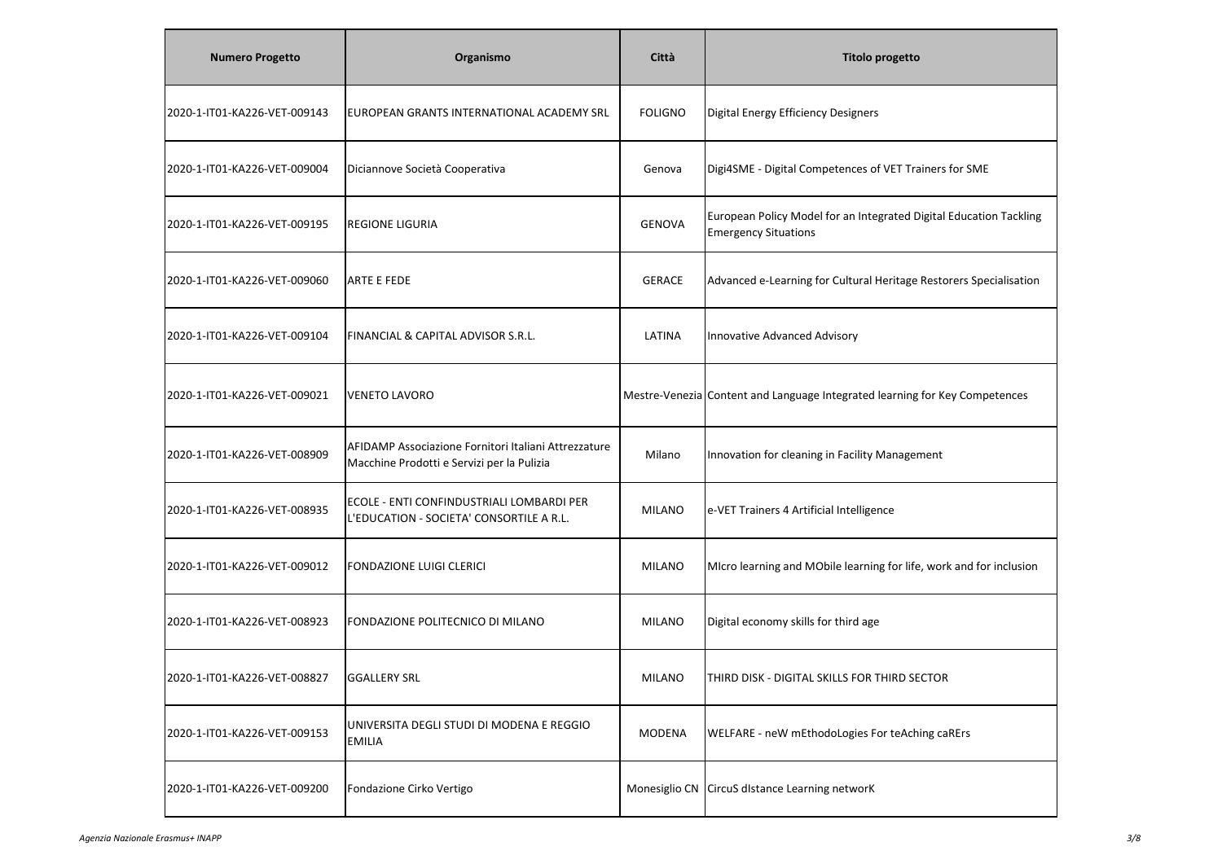| Numero Progetto | Organismo | Città | Titolo progetto |
|---|---|---|---|
| 2020-1-IT01-KA226-VET-009143 | EUROPEAN GRANTS INTERNATIONAL ACADEMY SRL | FOLIGNO | Digital Energy Efficiency Designers |
| 2020-1-IT01-KA226-VET-009004 | Diciannove Società Cooperativa | Genova | Digi4SME - Digital Competences of VET Trainers for SME |
| 2020-1-IT01-KA226-VET-009195 | REGIONE LIGURIA | GENOVA | European Policy Model for an Integrated Digital Education Tackling Emergency Situations |
| 2020-1-IT01-KA226-VET-009060 | ARTE E FEDE | GERACE | Advanced e-Learning for Cultural Heritage Restorers Specialisation |
| 2020-1-IT01-KA226-VET-009104 | FINANCIAL & CAPITAL ADVISOR S.R.L. | LATINA | Innovative Advanced Advisory |
| 2020-1-IT01-KA226-VET-009021 | VENETO LAVORO | Mestre-Venezia | Content and Language Integrated learning for Key Competences |
| 2020-1-IT01-KA226-VET-008909 | AFIDAMP Associazione Fornitori Italiani Attrezzature Macchine Prodotti e Servizi per la Pulizia | Milano | Innovation for cleaning in Facility Management |
| 2020-1-IT01-KA226-VET-008935 | ECOLE - ENTI CONFINDUSTRIALI LOMBARDI PER L'EDUCATION - SOCIETA' CONSORTILE A R.L. | MILANO | e-VET Trainers 4 Artificial Intelligence |
| 2020-1-IT01-KA226-VET-009012 | FONDAZIONE LUIGI CLERICI | MILANO | MIcro learning and MObile learning for life, work and for inclusion |
| 2020-1-IT01-KA226-VET-008923 | FONDAZIONE POLITECNICO DI MILANO | MILANO | Digital economy skills for third age |
| 2020-1-IT01-KA226-VET-008827 | GGALLERY SRL | MILANO | THIRD DISK - DIGITAL SKILLS FOR THIRD SECTOR |
| 2020-1-IT01-KA226-VET-009153 | UNIVERSITA DEGLI STUDI DI MODENA E REGGIO EMILIA | MODENA | WELFARE - neW mEthodoLogies For teAching caREr s |
| 2020-1-IT01-KA226-VET-009200 | Fondazione Cirko Vertigo | Monesiglio CN | CircuS dIstance Learning networK |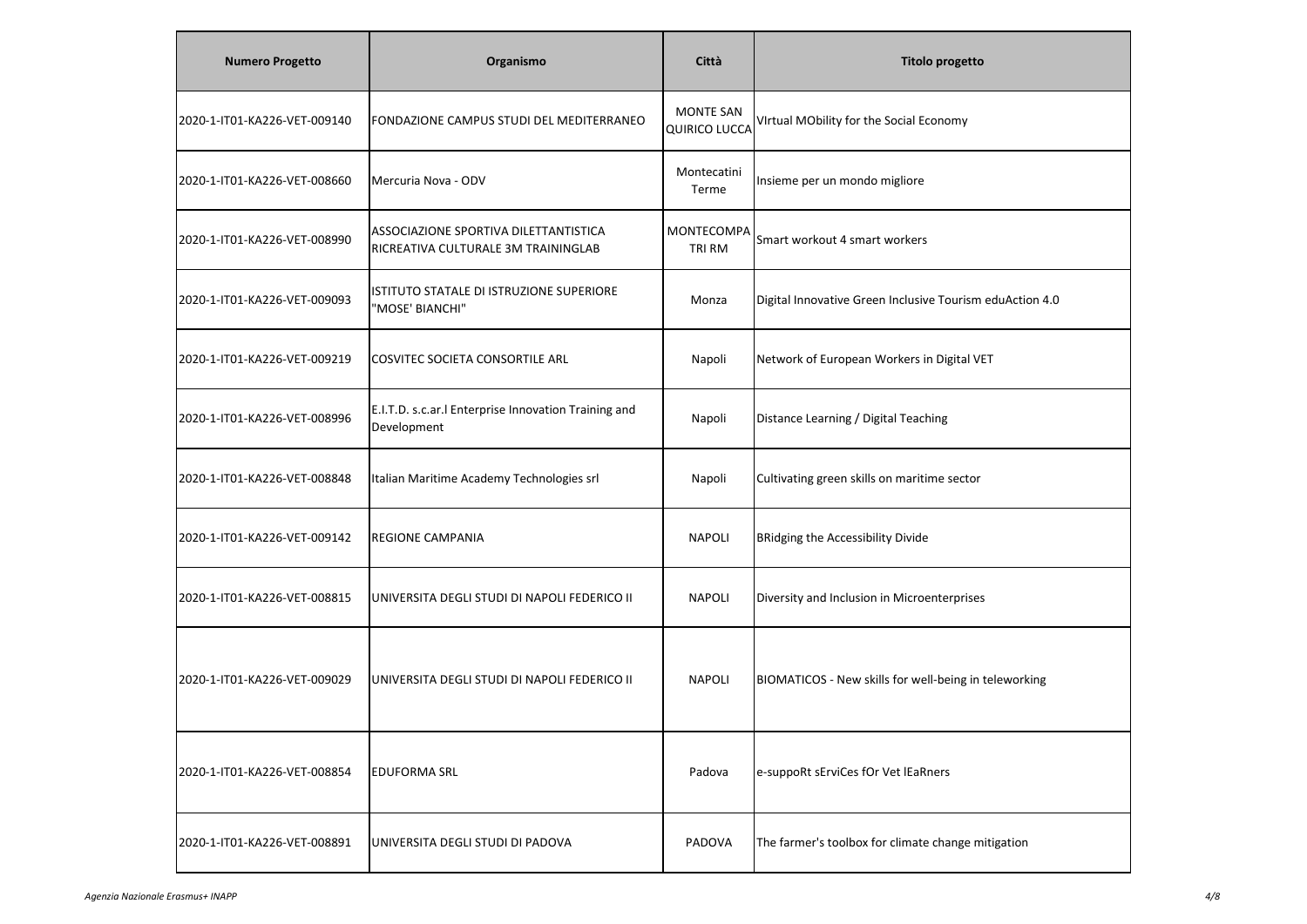| Numero Progetto | Organismo | Città | Titolo progetto |
| --- | --- | --- | --- |
| 2020-1-IT01-KA226-VET-009140 | FONDAZIONE CAMPUS STUDI DEL MEDITERRANEO | MONTE SAN QUIRICO LUCCA | VIrtual MObility for the Social Economy |
| 2020-1-IT01-KA226-VET-008660 | Mercuria Nova - ODV | Montecatini Terme | Insieme per un mondo migliore |
| 2020-1-IT01-KA226-VET-008990 | ASSOCIAZIONE SPORTIVA DILETTANTISTICA RICREATIVA CULTURALE 3M TRAININGLAB | MONTECOMPA TRI RM | Smart workout 4 smart workers |
| 2020-1-IT01-KA226-VET-009093 | ISTITUTO STATALE DI ISTRUZIONE SUPERIORE "MOSE' BIANCHI" | Monza | Digital Innovative Green Inclusive Tourism eduAction 4.0 |
| 2020-1-IT01-KA226-VET-009219 | COSVITEC SOCIETA CONSORTILE ARL | Napoli | Network of European Workers in Digital VET |
| 2020-1-IT01-KA226-VET-008996 | E.I.T.D. s.c.ar.l Enterprise Innovation Training and Development | Napoli | Distance Learning / Digital Teaching |
| 2020-1-IT01-KA226-VET-008848 | Italian Maritime Academy Technologies srl | Napoli | Cultivating green skills on maritime sector |
| 2020-1-IT01-KA226-VET-009142 | REGIONE CAMPANIA | NAPOLI | BRidging the Accessibility Divide |
| 2020-1-IT01-KA226-VET-008815 | UNIVERSITA DEGLI STUDI DI NAPOLI FEDERICO II | NAPOLI | Diversity and Inclusion in Microenterprises |
| 2020-1-IT01-KA226-VET-009029 | UNIVERSITA DEGLI STUDI DI NAPOLI FEDERICO II | NAPOLI | BIOMATICOS - New skills for well-being in teleworking |
| 2020-1-IT01-KA226-VET-008854 | EDUFORMA SRL | Padova | e-suppoRt sErviCes fOr Vet lEaRners |
| 2020-1-IT01-KA226-VET-008891 | UNIVERSITA DEGLI STUDI DI PADOVA | PADOVA | The farmer's toolbox for climate change mitigation |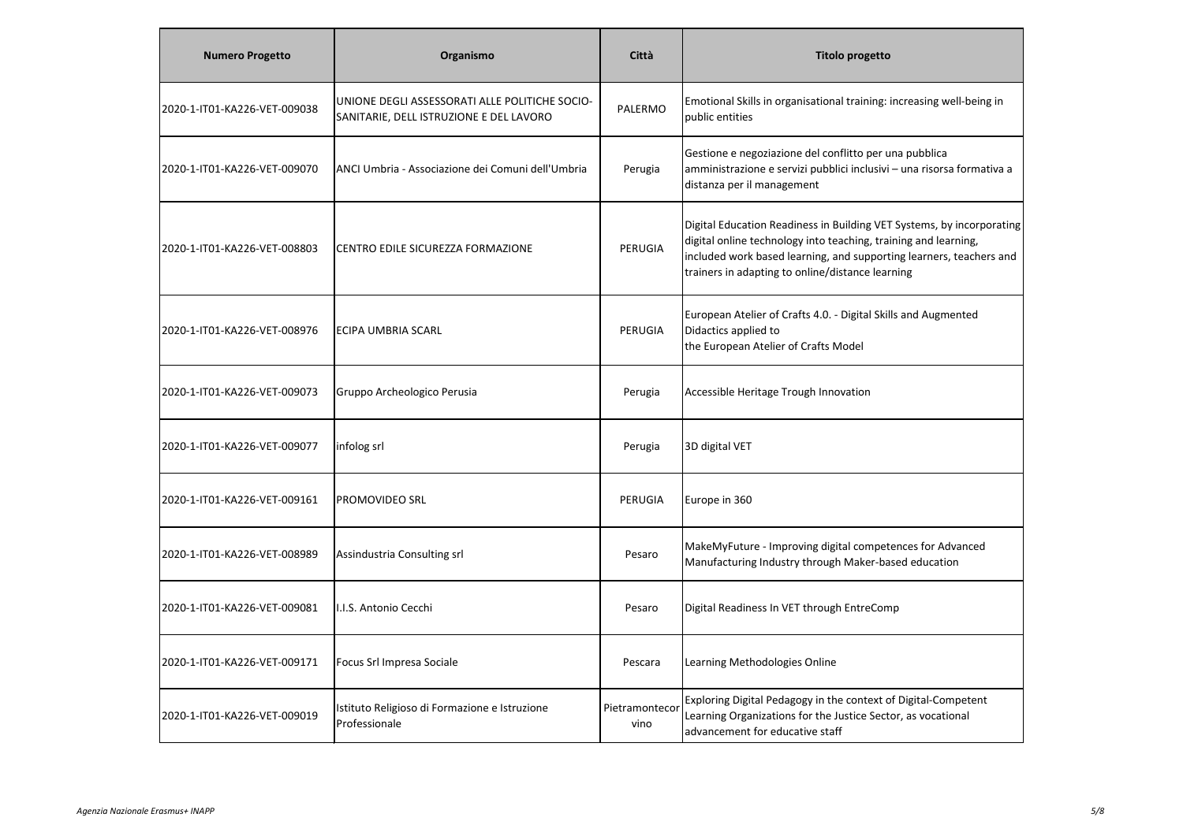| Numero Progetto | Organismo | Città | Titolo progetto |
| --- | --- | --- | --- |
| 2020-1-IT01-KA226-VET-009038 | UNIONE DEGLI ASSESSORATI ALLE POLITICHE SOCIO-SANITARIE, DELL ISTRUZIONE E DEL LAVORO | PALERMO | Emotional Skills in organisational training: increasing well-being in public entities |
| 2020-1-IT01-KA226-VET-009070 | ANCI Umbria - Associazione dei Comuni dell'Umbria | Perugia | Gestione e negoziazione del conflitto per una pubblica amministrazione e servizi pubblici inclusivi – una risorsa formativa a distanza per il management |
| 2020-1-IT01-KA226-VET-008803 | CENTRO EDILE SICUREZZA FORMAZIONE | PERUGIA | Digital Education Readiness in Building VET Systems, by incorporating digital online technology into teaching, training and learning, included work based learning, and supporting learners, teachers and trainers in adapting to online/distance learning |
| 2020-1-IT01-KA226-VET-008976 | ECIPA UMBRIA SCARL | PERUGIA | European Atelier of Crafts 4.0. - Digital Skills and Augmented Didactics applied to the European Atelier of Crafts Model |
| 2020-1-IT01-KA226-VET-009073 | Gruppo Archeologico Perusia | Perugia | Accessible Heritage Trough Innovation |
| 2020-1-IT01-KA226-VET-009077 | infolog srl | Perugia | 3D digital VET |
| 2020-1-IT01-KA226-VET-009161 | PROMOVIDEO SRL | PERUGIA | Europe in 360 |
| 2020-1-IT01-KA226-VET-008989 | Assindustria Consulting srl | Pesaro | MakeMyFuture - Improving digital competences for Advanced Manufacturing Industry through Maker-based education |
| 2020-1-IT01-KA226-VET-009081 | I.I.S. Antonio Cecchi | Pesaro | Digital Readiness In VET through EntreComp |
| 2020-1-IT01-KA226-VET-009171 | Focus Srl Impresa Sociale | Pescara | Learning Methodologies Online |
| 2020-1-IT01-KA226-VET-009019 | Istituto Religioso di Formazione e Istruzione Professionale | Pietramontecorvino | Exploring Digital Pedagogy in the context of Digital-Competent Learning Organizations for the Justice Sector, as vocational advancement for educative staff |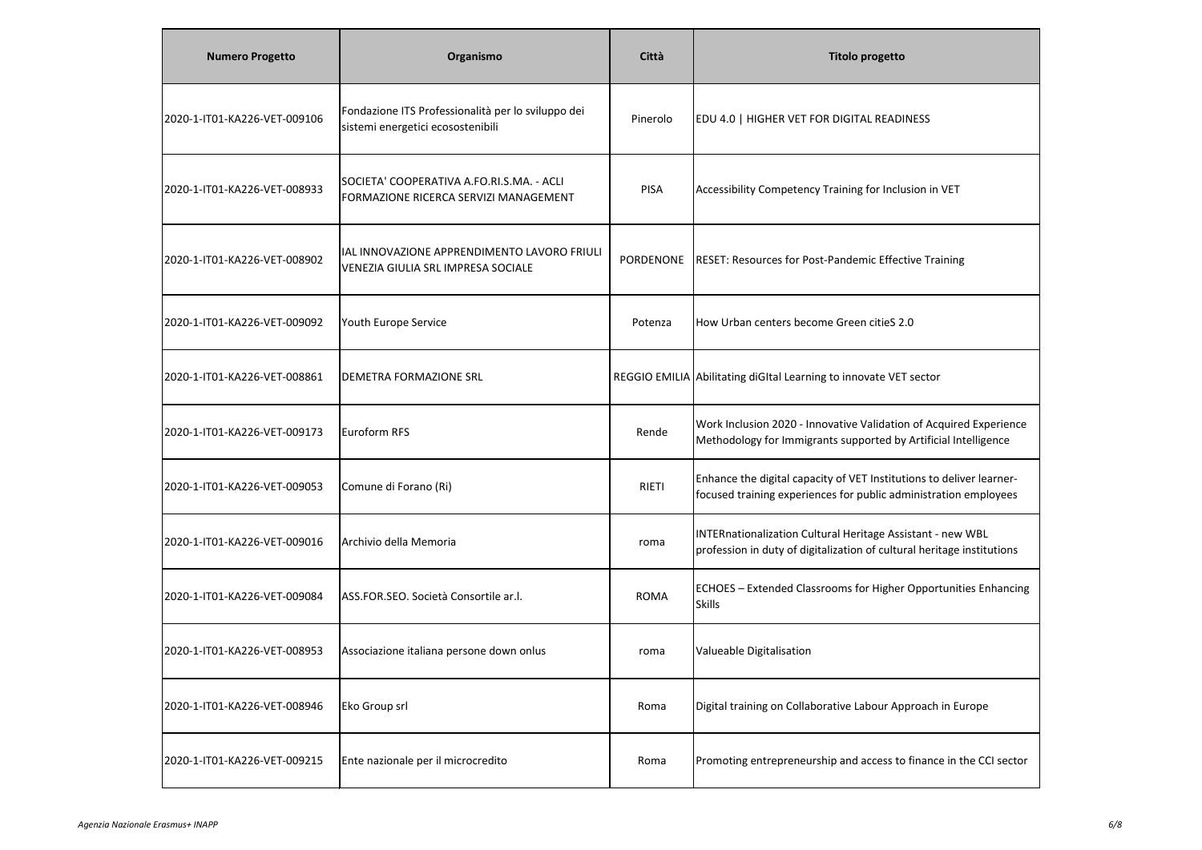| Numero Progetto | Organismo | Città | Titolo progetto |
|---|---|---|---|
| 2020-1-IT01-KA226-VET-009106 | Fondazione ITS Professionalità per lo sviluppo dei sistemi energetici ecosostenibili | Pinerolo | EDU 4.0 \| HIGHER VET FOR DIGITAL READINESS |
| 2020-1-IT01-KA226-VET-008933 | SOCIETA' COOPERATIVA A.FO.RI.S.MA. - ACLI FORMAZIONE RICERCA SERVIZI MANAGEMENT | PISA | Accessibility Competency Training for Inclusion in VET |
| 2020-1-IT01-KA226-VET-008902 | IAL INNOVAZIONE APPRENDIMENTO LAVORO FRIULI VENEZIA GIULIA SRL IMPRESA SOCIALE | PORDENONE | RESET: Resources for Post-Pandemic Effective Training |
| 2020-1-IT01-KA226-VET-009092 | Youth Europe Service | Potenza | How Urban centers become Green citieS 2.0 |
| 2020-1-IT01-KA226-VET-008861 | DEMETRA FORMAZIONE SRL | REGGIO EMILIA | Abilitating diGItal Learning to innovate VET sector |
| 2020-1-IT01-KA226-VET-009173 | Euroform RFS | Rende | Work Inclusion 2020 - Innovative Validation of Acquired Experience Methodology for Immigrants supported by Artificial Intelligence |
| 2020-1-IT01-KA226-VET-009053 | Comune di Forano (Ri) | RIETI | Enhance the digital capacity of VET Institutions to deliver learner-focused training experiences for public administration employees |
| 2020-1-IT01-KA226-VET-009016 | Archivio della Memoria | roma | INTERnationalization Cultural Heritage Assistant - new WBL profession in duty of digitalization of cultural heritage institutions |
| 2020-1-IT01-KA226-VET-009084 | ASS.FOR.SEO. Società Consortile ar.l. | ROMA | ECHOES – Extended Classrooms for Higher Opportunities Enhancing Skills |
| 2020-1-IT01-KA226-VET-008953 | Associazione italiana persone down onlus | roma | Valueable Digitalisation |
| 2020-1-IT01-KA226-VET-008946 | Eko Group srl | Roma | Digital training on Collaborative Labour Approach in Europe |
| 2020-1-IT01-KA226-VET-009215 | Ente nazionale per il microcredito | Roma | Promoting entrepreneurship and access to finance in the CCI sector |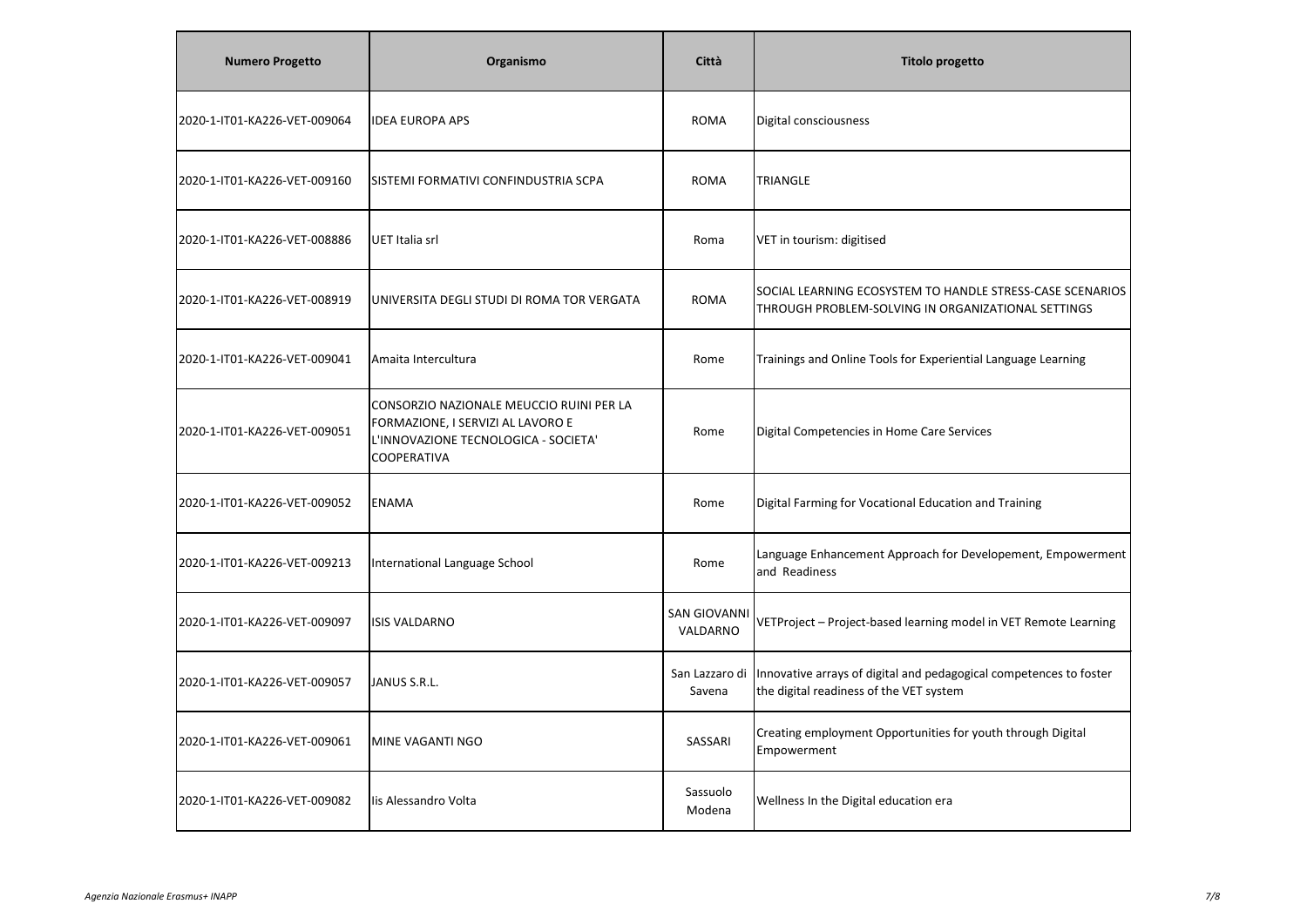| Numero Progetto | Organismo | Città | Titolo progetto |
| --- | --- | --- | --- |
| 2020-1-IT01-KA226-VET-009064 | IDEA EUROPA APS | ROMA | Digital consciousness |
| 2020-1-IT01-KA226-VET-009160 | SISTEMI FORMATIVI CONFINDUSTRIA SCPA | ROMA | TRIANGLE |
| 2020-1-IT01-KA226-VET-008886 | UET Italia srl | Roma | VET in tourism: digitised |
| 2020-1-IT01-KA226-VET-008919 | UNIVERSITA DEGLI STUDI DI ROMA TOR VERGATA | ROMA | SOCIAL LEARNING ECOSYSTEM TO HANDLE STRESS-CASE SCENARIOS THROUGH PROBLEM-SOLVING IN ORGANIZATIONAL SETTINGS |
| 2020-1-IT01-KA226-VET-009041 | Amaita Intercultura | Rome | Trainings and Online Tools for Experiential Language Learning |
| 2020-1-IT01-KA226-VET-009051 | CONSORZIO NAZIONALE MEUCCIO RUINI PER LA FORMAZIONE, I SERVIZI AL LAVORO E L'INNOVAZIONE TECNOLOGICA - SOCIETA' COOPERATIVA | Rome | Digital Competencies in Home Care Services |
| 2020-1-IT01-KA226-VET-009052 | ENAMA | Rome | Digital Farming for Vocational Education and Training |
| 2020-1-IT01-KA226-VET-009213 | International Language School | Rome | Language Enhancement Approach for Developement, Empowerment and Readiness |
| 2020-1-IT01-KA226-VET-009097 | ISIS VALDARNO | SAN GIOVANNI VALDARNO | VETProject – Project-based learning model in VET Remote Learning |
| 2020-1-IT01-KA226-VET-009057 | JANUS S.R.L. | San Lazzaro di Savena | Innovative arrays of digital and pedagogical competences to foster the digital readiness of the VET system |
| 2020-1-IT01-KA226-VET-009061 | MINE VAGANTI NGO | SASSARI | Creating employment Opportunities for youth through Digital Empowerment |
| 2020-1-IT01-KA226-VET-009082 | Iis Alessandro Volta | Sassuolo Modena | Wellness In the Digital education era |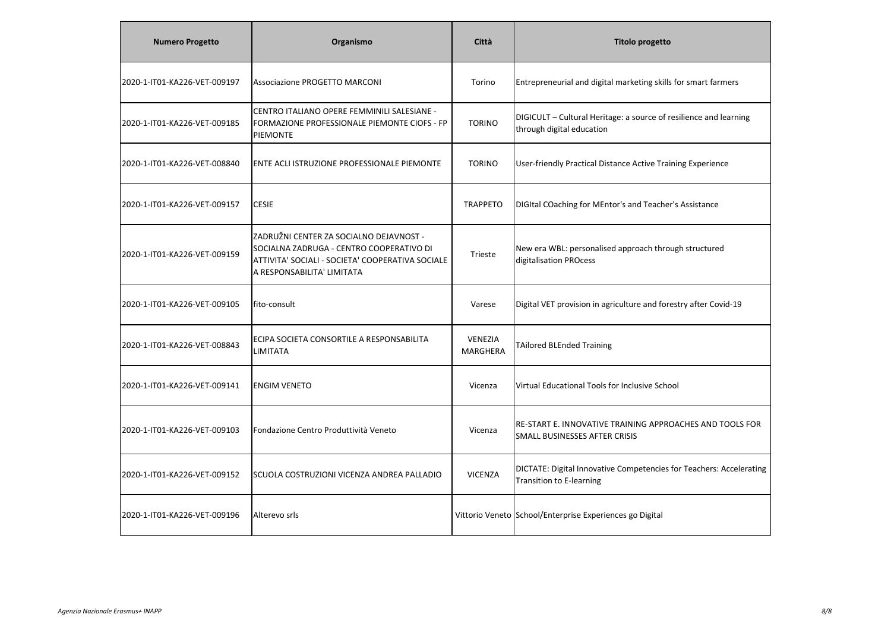| Numero Progetto | Organismo | Città | Titolo progetto |
| --- | --- | --- | --- |
| 2020-1-IT01-KA226-VET-009197 | Associazione PROGETTO MARCONI | Torino | Entrepreneurial and digital marketing skills for smart farmers |
| 2020-1-IT01-KA226-VET-009185 | CENTRO ITALIANO OPERE FEMMINILI SALESIANE - FORMAZIONE PROFESSIONALE PIEMONTE CIOFS - FP PIEMONTE | TORINO | DIGICULT – Cultural Heritage: a source of resilience and learning through digital education |
| 2020-1-IT01-KA226-VET-008840 | ENTE ACLI ISTRUZIONE PROFESSIONALE PIEMONTE | TORINO | User-friendly Practical Distance Active Training Experience |
| 2020-1-IT01-KA226-VET-009157 | CESIE | TRAPPETO | DIGItal COaching for MEntor's and Teacher's Assistance |
| 2020-1-IT01-KA226-VET-009159 | ZADRUŽNI CENTER ZA SOCIALNO DEJAVNOST - SOCIALNA ZADRUGA - CENTRO COOPERATIVO DI ATTIVITA' SOCIALI - SOCIETA' COOPERATIVA SOCIALE A RESPONSABILITA' LIMITATA | Trieste | New era WBL: personalised approach through structured digitalisation PROcess |
| 2020-1-IT01-KA226-VET-009105 | fito-consult | Varese | Digital VET provision in agriculture and forestry after Covid-19 |
| 2020-1-IT01-KA226-VET-008843 | ECIPA SOCIETA CONSORTILE A RESPONSABILITA LIMITATA | VENEZIA MARGHERA | TAilored BLEnded Training |
| 2020-1-IT01-KA226-VET-009141 | ENGIM VENETO | Vicenza | Virtual Educational Tools for Inclusive School |
| 2020-1-IT01-KA226-VET-009103 | Fondazione Centro Produttività Veneto | Vicenza | RE-START E. INNOVATIVE TRAINING APPROACHES AND TOOLS FOR SMALL BUSINESSES AFTER CRISIS |
| 2020-1-IT01-KA226-VET-009152 | SCUOLA COSTRUZIONI VICENZA ANDREA PALLADIO | VICENZA | DICTATE: Digital Innovative Competencies for Teachers: Accelerating Transition to E-learning |
| 2020-1-IT01-KA226-VET-009196 | Alterevo srls | Vittorio Veneto | School/Enterprise Experiences go Digital |